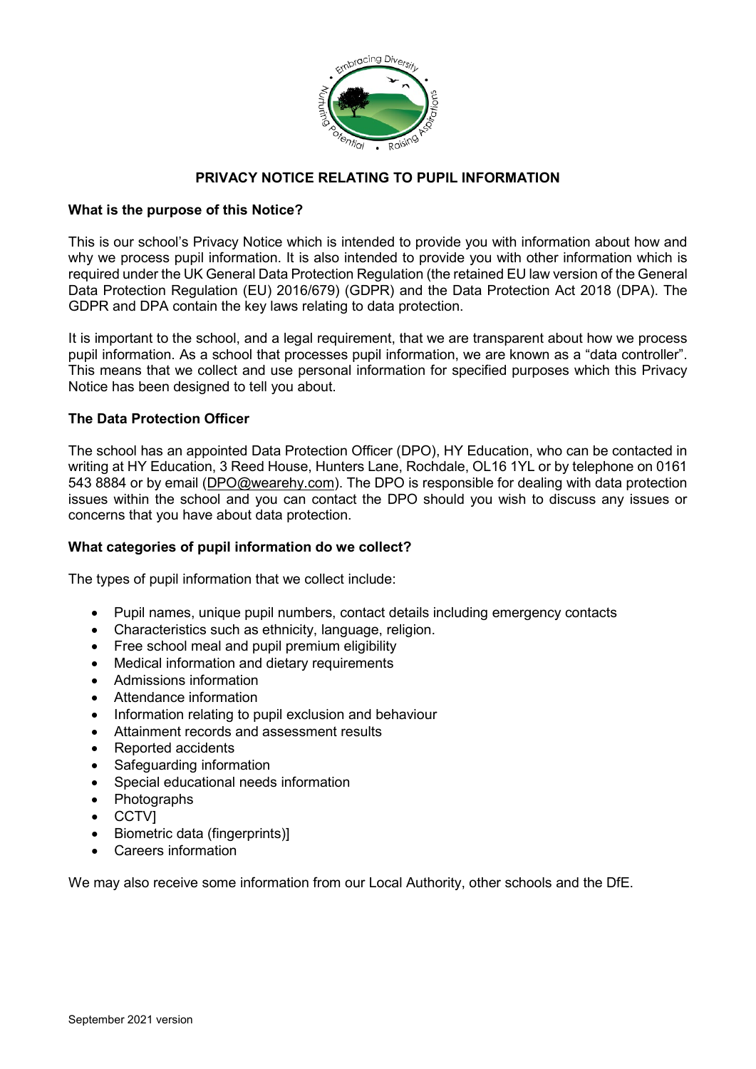# PRIVACY NOTICE RELATING TO PUPIL INFORMATION

## What is the purpose of this Notice?

This is our school's Privacy Notice which is intended to provide you with information about how and why we process pupil information. It is also intended to provide you with other information which is required under the UK General Data Protection Regulation (the retained EU law version of the General Data Protection Regulation (EU) 2016/679) (GDPR) and the Data Protection Act 2018 (DPA). The GDPR and DPA contain the key laws relating to data protection.

It is important to the school, and a legal requirement, that we are transparent about how we process pupil information. As a school that processes pupil information, we are known as a "data controller". This means that we collect and use personal information for specified purposes which this Privacy Notice has been designed to tell you about.

## The Data Protection Officer

The school has an appointed Data Protection Officer (DPO), HY Education, who can be contacted in writing at HY Education, 3 Reed House, Hunters Lane, Rochdale, OL16 1YL or by telephone on 0161 543 8884 or by email (DPO@wearehy.com). The DPO is responsible for dealing with data protection issues within the school and you can contact the DPO should you wish to discuss any issues or concerns that you have about data protection.

## What categories of pupil information do we collect?

The types of pupil information that we collect include:

- Pupil names, unique pupil numbers, contact details including emergency contacts
- Characteristics such as ethnicity, language, religion.
- Free school meal and pupil premium eligibility
- Medical information and dietary requirements
- Admissions information
- Attendance information
- Information relating to pupil exclusion and behaviour
- Attainment records and assessment results
- Reported accidents
- Safeguarding information
- Special educational needs information
- Photographs
- CCTV]
- Biometric data (fingerprints)]
- Careers information

We may also receive some information from our Local Authority, other schools and the DfE.

September 2021 version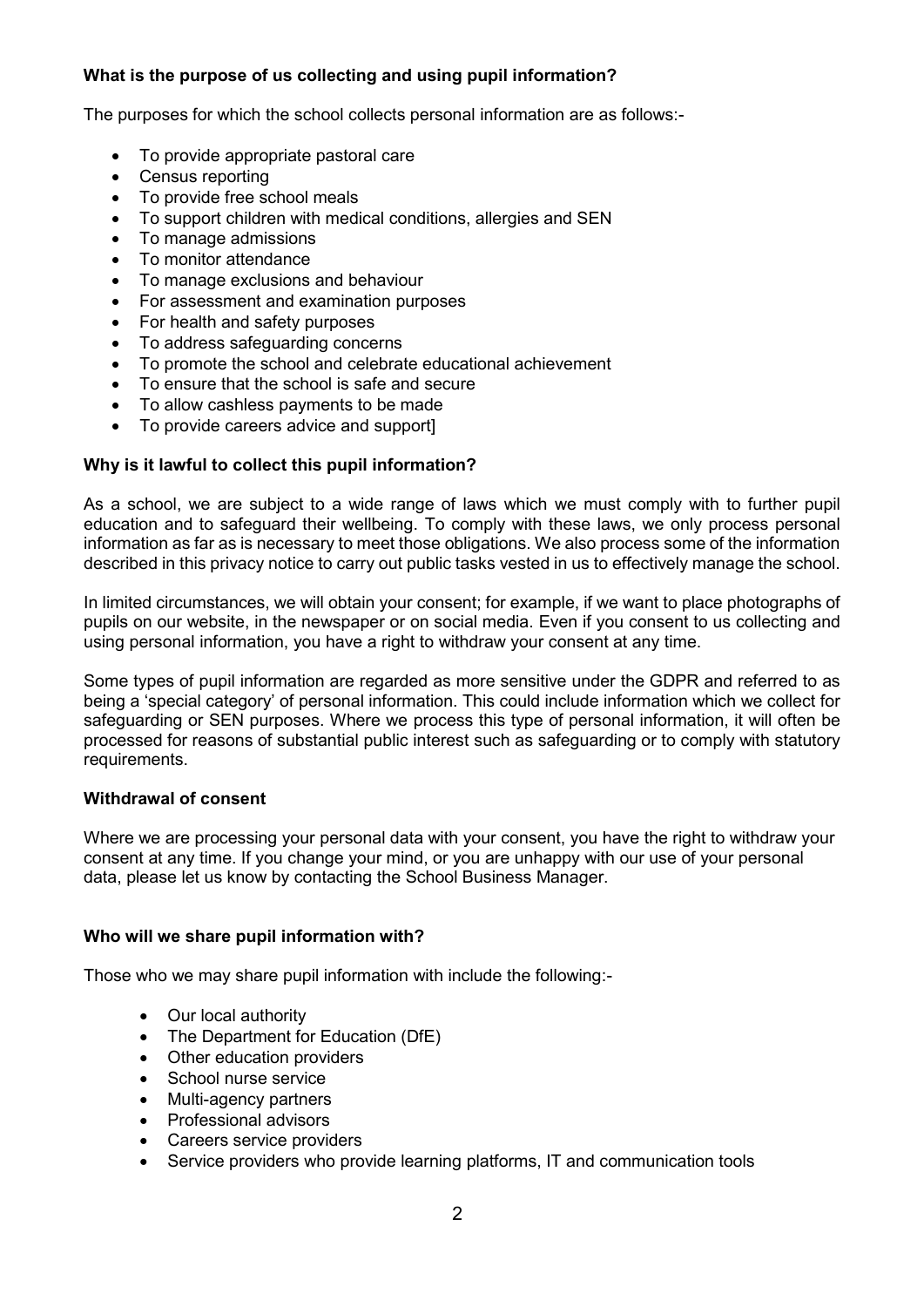**What is the purpose of us collecting and using pupil information?**

The purposes for which the school collects personal information are as follows:-

- To provide appropriate pastoral care
- Census reporting
- To provide free school meals
- To support children with medical conditions, allergies and SEN
- To manage admissions
- To monitor attendance
- To manage exclusions and behaviour
- For assessment and examination purposes
- For health and safety purposes
- To address safeguarding concerns
- To promote the school and celebrate educational achievement
- To ensure that the school is safe and secure
- To allow cashless payments to be made
- To provide careers advice and support]

**Why is it lawful to collect this pupil information?**

As a school, we are subject to a wide range of laws which we must comply with to further pupil education and to safeguard their wellbeing. To comply with these laws, we only process personal information as far as is necessary to meet those obligations. We also process some of the information described in this privacy notice to carry out public tasks vested in us to effectively manage the school.

In limited circumstances, we will obtain your consent; for example, if we want to place photographs of pupils on our website, in the newspaper or on social media. Even if you consent to us collecting and using personal information, you have a right to withdraw your consent at any time.

Some types of pupil information are regarded as more sensitive under the GDPR and referred to as being a 'special category' of personal information. This could include information which we collect for safeguarding or SEN purposes. Where we process this type of personal information, it will often be processed for reasons of substantial public interest such as safeguarding or to comply with statutory requirements.

**Withdrawal of consent**

Where we are processing your personal data with your consent, you have the right to withdraw your consent at any time. If you change your mind, or you are unhappy with our use of your personal data, please let us know by contacting the School Business Manager.

**Who will we share pupil information with?**

Those who we may share pupil information with include the following:-

- Our local authority
- The Department for Education (DfE)
- Other education providers
- School nurse service
- Multi-agency partners
- Professional advisors
- Careers service providers
- Service providers who provide learning platforms, IT and communication tools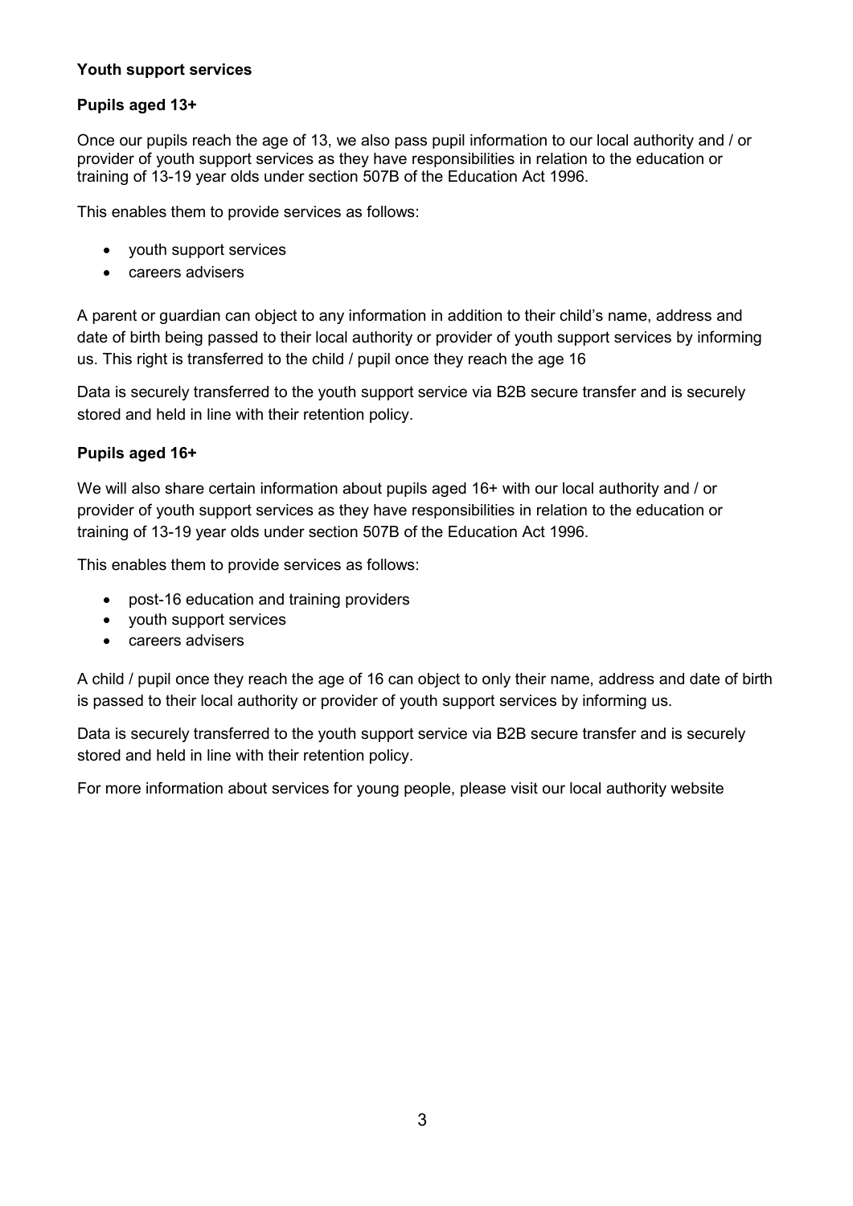## Youth support services

### Pupils aged 13+

Once our pupils reach the age of 13, we also pass pupil information to our local authority and / or provider of youth support services as they have responsibilities in relation to the education or training of 13-19 year olds under section 507B of the Education Act 1996.

This enables them to provide services as follows:

- youth support services
- careers advisers

A parent or guardian can object to any information in addition to their child's name, address and date of birth being passed to their local authority or provider of youth support services by informing us. This right is transferred to the child / pupil once they reach the age 16

Data is securely transferred to the youth support service via B2B secure transfer and is securely stored and held in line with their retention policy.

### Pupils aged 16+

We will also share certain information about pupils aged 16+ with our local authority and / or provider of youth support services as they have responsibilities in relation to the education or training of 13-19 year olds under section 507B of the Education Act 1996.

This enables them to provide services as follows:

- post-16 education and training providers
- youth support services
- careers advisers

A child / pupil once they reach the age of 16 can object to only their name, address and date of birth is passed to their local authority or provider of youth support services by informing us.

Data is securely transferred to the youth support service via B2B secure transfer and is securely stored and held in line with their retention policy.

For more information about services for young people, please visit our local authority website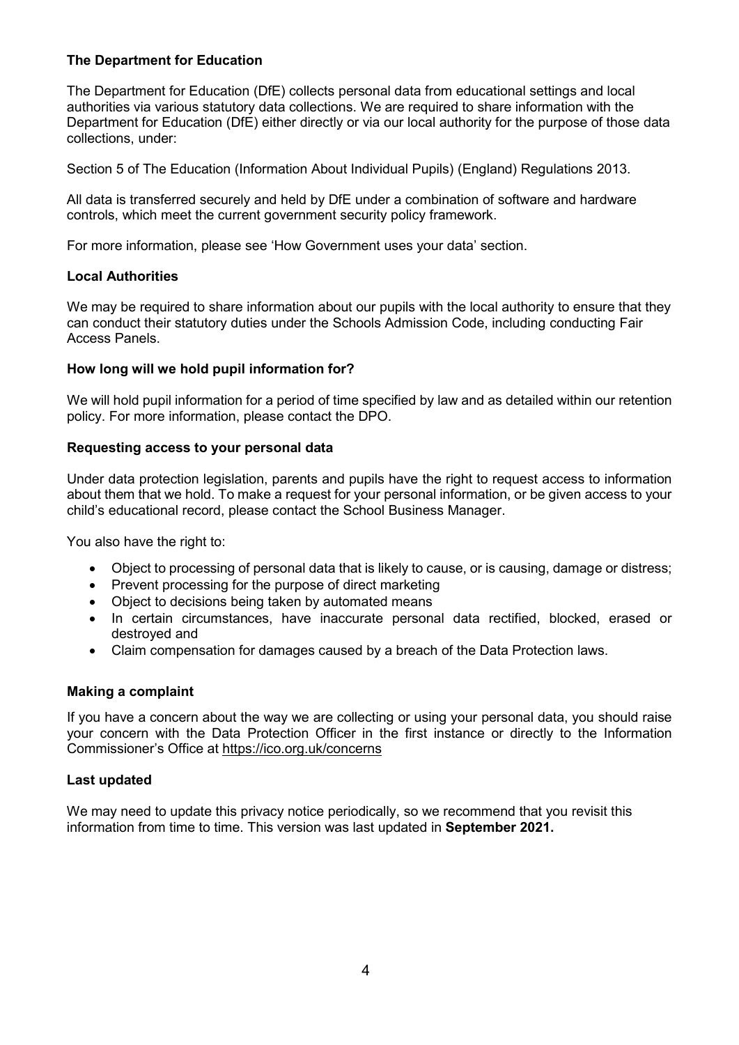**The Department for Education**

The Department for Education (DfE) collects personal data from educational settings and local authorities via various statutory data collections. We are required to share information with the Department for Education (DfE) either directly or via our local authority for the purpose of those data collections, under:

Section 5 of The Education (Information About Individual Pupils) (England) Regulations 2013.

All data is transferred securely and held by DfE under a combination of software and hardware controls, which meet the current government security policy framework.

For more information, please see 'How Government uses your data' section.

**Local Authorities**

We may be required to share information about our pupils with the local authority to ensure that they can conduct their statutory duties under the Schools Admission Code, including conducting Fair Access Panels.

**How long will we hold pupil information for?**

We will hold pupil information for a period of time specified by law and as detailed within our retention policy. For more information, please contact the DPO.

**Requesting access to your personal data**

Under data protection legislation, parents and pupils have the right to request access to information about them that we hold. To make a request for your personal information, or be given access to your child's educational record, please contact the School Business Manager.

You also have the right to:

- Object to processing of personal data that is likely to cause, or is causing, damage or distress;
- Prevent processing for the purpose of direct marketing
- Object to decisions being taken by automated means
- In certain circumstances, have inaccurate personal data rectified, blocked, erased or destroyed and
- Claim compensation for damages caused by a breach of the Data Protection laws.

**Making a complaint**

If you have a concern about the way we are collecting or using your personal data, you should raise your concern with the Data Protection Officer in the first instance or directly to the Information Commissioner's Office at https://ico.org.uk/concerns

**Last updated**

We may need to update this privacy notice periodically, so we recommend that you revisit this information from time to time. This version was last updated in **September 2021.**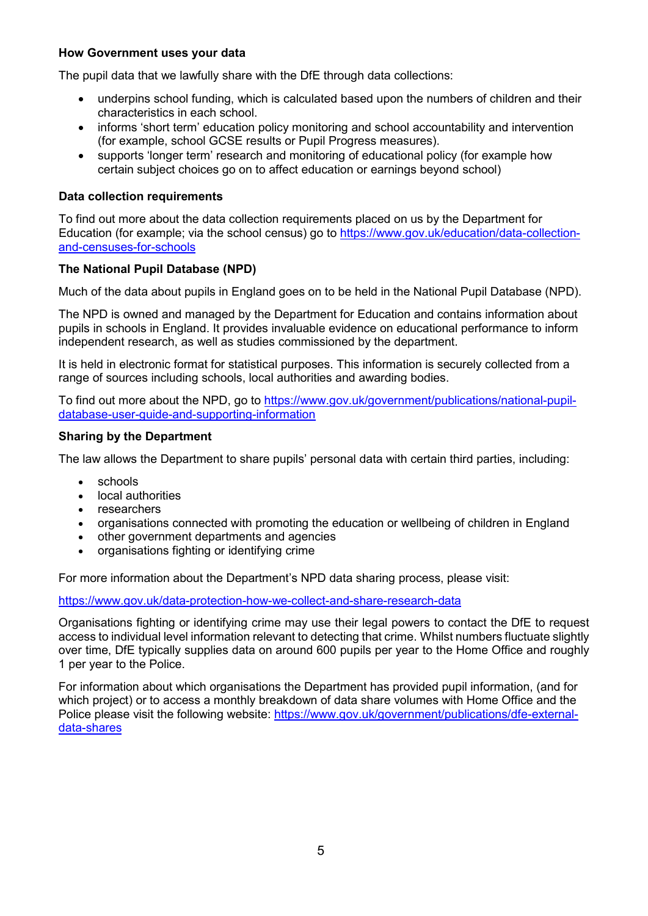**How Government uses your data**

The pupil data that we lawfully share with the DfE through data collections:

- underpins school funding, which is calculated based upon the numbers of children and their characteristics in each school.
- informs 'short term' education policy monitoring and school accountability and intervention (for example, school GCSE results or Pupil Progress measures).
- supports 'longer term' research and monitoring of educational policy (for example how certain subject choices go on to affect education or earnings beyond school)

**Data collection requirements**

To find out more about the data collection requirements placed on us by the Department for Education (for example; via the school census) go to [https://www.gov.uk/education/data-collection-and-censuses-for-schools](https://www.gov.uk/education/data-collection-and-censuses-for-schools)

**The National Pupil Database (NPD)**

Much of the data about pupils in England goes on to be held in the National Pupil Database (NPD).

The NPD is owned and managed by the Department for Education and contains information about pupils in schools in England. It provides invaluable evidence on educational performance to inform independent research, as well as studies commissioned by the department.

It is held in electronic format for statistical purposes. This information is securely collected from a range of sources including schools, local authorities and awarding bodies.

To find out more about the NPD, go to [https://www.gov.uk/government/publications/national-pupil-database-user-guide-and-supporting-information](https://www.gov.uk/government/publications/national-pupil-database-user-guide-and-supporting-information)

**Sharing by the Department**

The law allows the Department to share pupils' personal data with certain third parties, including:

- schools
- local authorities
- researchers
- organisations connected with promoting the education or wellbeing of children in England
- other government departments and agencies
- organisations fighting or identifying crime

For more information about the Department's NPD data sharing process, please visit:

[https://www.gov.uk/data-protection-how-we-collect-and-share-research-data](https://www.gov.uk/data-protection-how-we-collect-and-share-research-data)

Organisations fighting or identifying crime may use their legal powers to contact the DfE to request access to individual level information relevant to detecting that crime. Whilst numbers fluctuate slightly over time, DfE typically supplies data on around 600 pupils per year to the Home Office and roughly 1 per year to the Police.

For information about which organisations the Department has provided pupil information, (and for which project) or to access a monthly breakdown of data share volumes with Home Office and the Police please visit the following website: [https://www.gov.uk/government/publications/dfe-external-data-shares](https://www.gov.uk/government/publications/dfe-external-data-shares)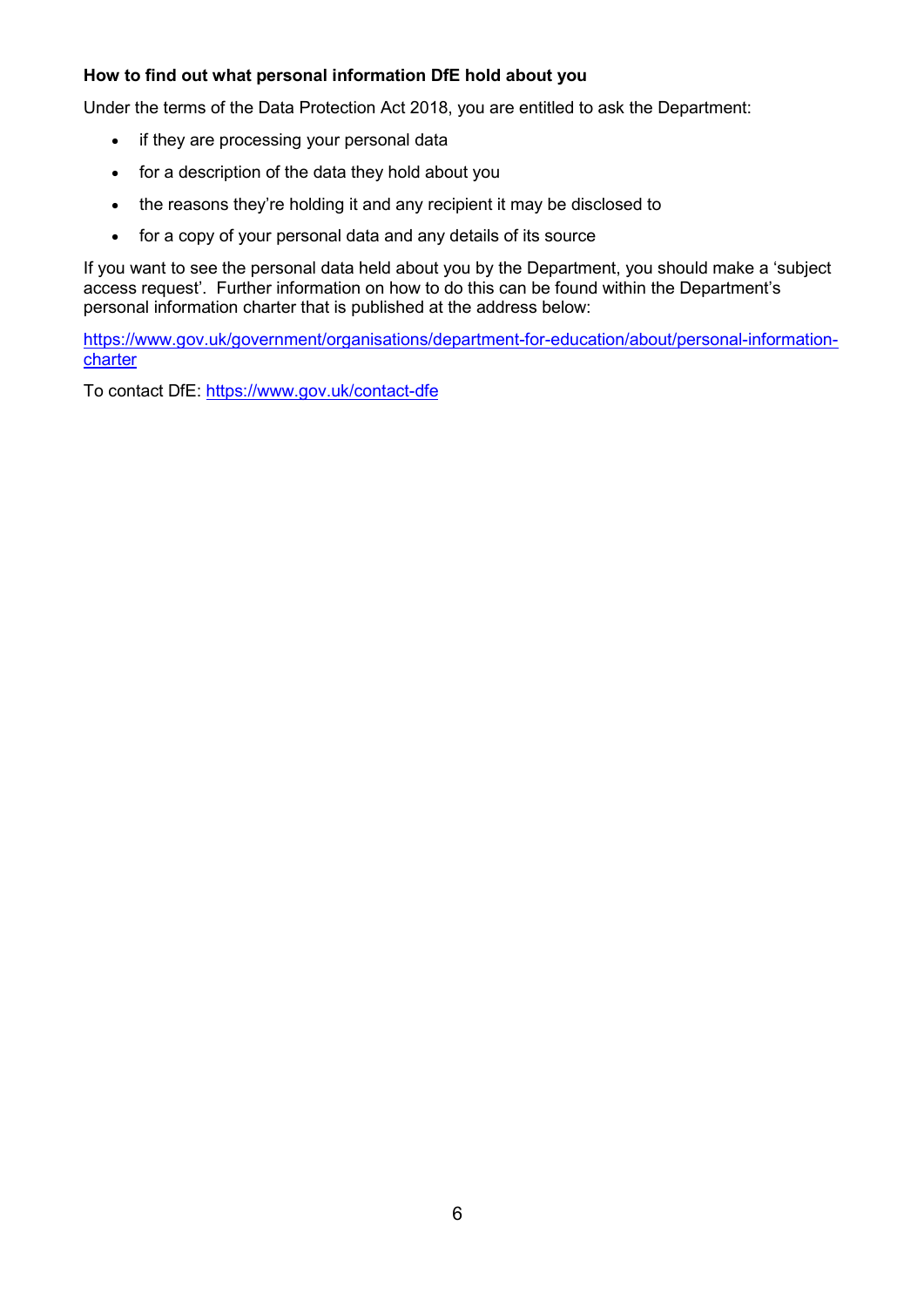**How to find out what personal information DfE hold about you**

Under the terms of the Data Protection Act 2018, you are entitled to ask the Department:

- if they are processing your personal data
- for a description of the data they hold about you
- the reasons they're holding it and any recipient it may be disclosed to
- for a copy of your personal data and any details of its source

If you want to see the personal data held about you by the Department, you should make a 'subject access request'. Further information on how to do this can be found within the Department's personal information charter that is published at the address below:

https://www.gov.uk/government/organisations/department-for-education/about/personal-information-charter

To contact DfE: https://www.gov.uk/contact-dfe